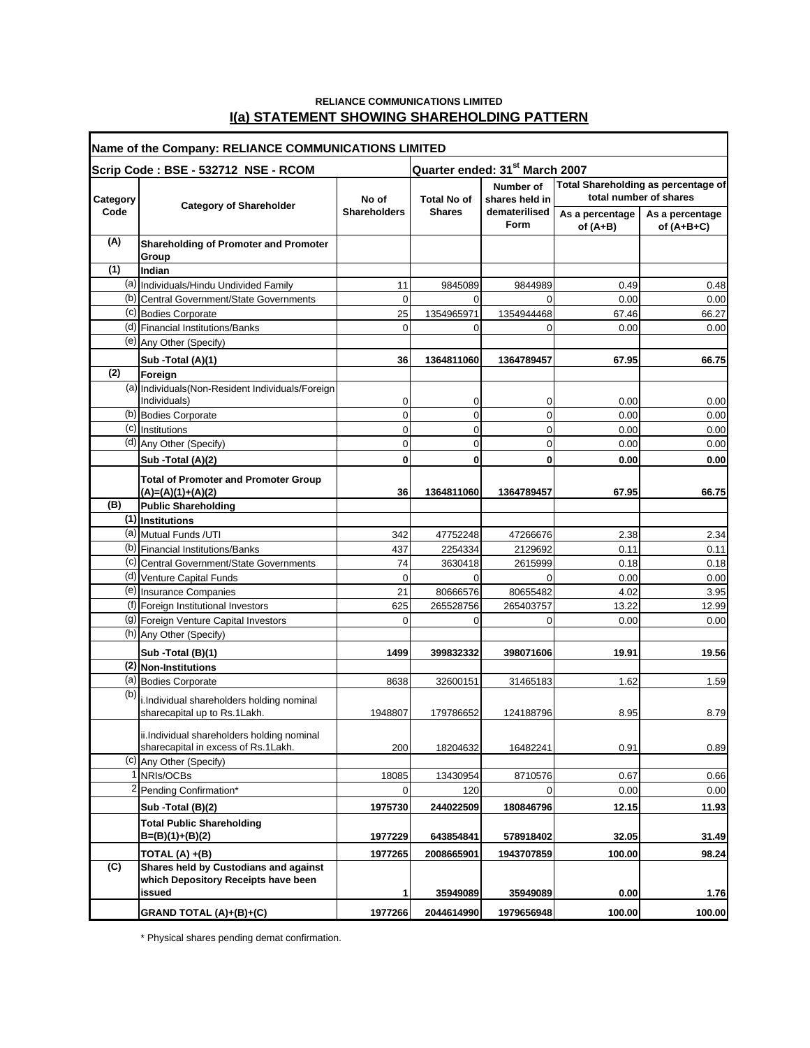**RELIANCE COMMUNICATIONS LIMITED**

## I(a) STATEMENT SHOWING SHAREHOLDING PATTERN

| **Name of the Company: RELIANCE COMMUNICATIONS LIMITED** | | | | | | |
|---|---|---|---|---|---|---|
| **Scrip Code : BSE - 532712 NSE - RCOM** | | | **Quarter ended: 31st March 2007** | | | |
| **Category Code** | **Category of Shareholder** | **No of Shareholders** | **Total No of Shares** | **Number of shares held in dematerilised Form** | **Total Shareholding as percentage of total number of shares** | |
| | | | | | **As a percentage of (A+B)** | **As a percentage of (A+B+C)** |
| **(A)** | **Shareholding of Promoter and Promoter Group** | | | | | |
| **(1)** | **Indian** | | | | | |
| (a) | Individuals/Hindu Undivided Family | 11 | 9845089 | 9844989 | 0.49 | 0.48 |
| (b) | Central Government/State Governments | 0 | 0 | 0 | 0.00 | 0.00 |
| (c) | Bodies Corporate | 25 | 1354965971 | 1354944468 | 67.46 | 66.27 |
| (d) | Financial Institutions/Banks | 0 | 0 | 0 | 0.00 | 0.00 |
| (e) | Any Other (Specify) | | | | | |
| | **Sub -Total (A)(1)** | **36** | **1364811060** | **1364789457** | **67.95** | **66.75** |
| **(2)** | **Foreign** | | | | | |
| (a) | Individuals(Non-Resident Individuals/Foreign Individuals) | 0 | 0 | 0 | 0.00 | 0.00 |
| (b) | Bodies Corporate | 0 | 0 | 0 | 0.00 | 0.00 |
| (c) | Institutions | 0 | 0 | 0 | 0.00 | 0.00 |
| (d) | Any Other (Specify) | 0 | 0 | 0 | 0.00 | 0.00 |
| | **Sub -Total (A)(2)** | **0** | **0** | **0** | **0.00** | **0.00** |
| | **Total of Promoter and Promoter Group (A)=(A)(1)+(A)(2)** | **36** | **1364811060** | **1364789457** | **67.95** | **66.75** |
| **(B)** | **Public Shareholding** | | | | | |
| **(1)** | **Institutions** | | | | | |
| (a) | Mutual Funds /UTI | 342 | 47752248 | 47266676 | 2.38 | 2.34 |
| (b) | Financial Institutions/Banks | 437 | 2254334 | 2129692 | 0.11 | 0.11 |
| (c) | Central Government/State Governments | 74 | 3630418 | 2615999 | 0.18 | 0.18 |
| (d) | Venture Capital Funds | 0 | 0 | 0 | 0.00 | 0.00 |
| (e) | Insurance Companies | 21 | 80666576 | 80655482 | 4.02 | 3.95 |
| (f) | Foreign Institutional Investors | 625 | 265528756 | 265403757 | 13.22 | 12.99 |
| (g) | Foreign Venture Capital Investors | 0 | 0 | 0 | 0.00 | 0.00 |
| (h) | Any Other (Specify) | | | | | |
| | **Sub -Total (B)(1)** | **1499** | **399832332** | **398071606** | **19.91** | **19.56** |
| **(2)** | **Non-Institutions** | | | | | |
| (a) | Bodies Corporate | 8638 | 32600151 | 31465183 | 1.62 | 1.59 |
| (b) | i.Individual shareholders holding nominal sharecapital up to Rs.1Lakh. | 1948807 | 179786652 | 124188796 | 8.95 | 8.79 |
| | ii.Individual shareholders holding nominal sharecapital in excess of Rs.1Lakh. | 200 | 18204632 | 16482241 | 0.91 | 0.89 |
| (c) | Any Other (Specify) | | | | | |
| 1 | NRIs/OCBs | 18085 | 13430954 | 8710576 | 0.67 | 0.66 |
| 2 | Pending Confirmation* | 0 | 120 | 0 | 0.00 | 0.00 |
| | **Sub -Total (B)(2)** | **1975730** | **244022509** | **180846796** | **12.15** | **11.93** |
| | **Total Public Shareholding B=(B)(1)+(B)(2)** | **1977229** | **643854841** | **578918402** | **32.05** | **31.49** |
| | **TOTAL (A) +(B)** | **1977265** | **2008665901** | **1943707859** | **100.00** | **98.24** |
| **(C)** | **Shares held by Custodians and against which Depository Receipts have been issued** | **1** | **35949089** | **35949089** | **0.00** | **1.76** |
| | **GRAND TOTAL (A)+(B)+(C)** | **1977266** | **2044614990** | **1979656948** | **100.00** | **100.00** |

* Physical shares pending demat confirmation.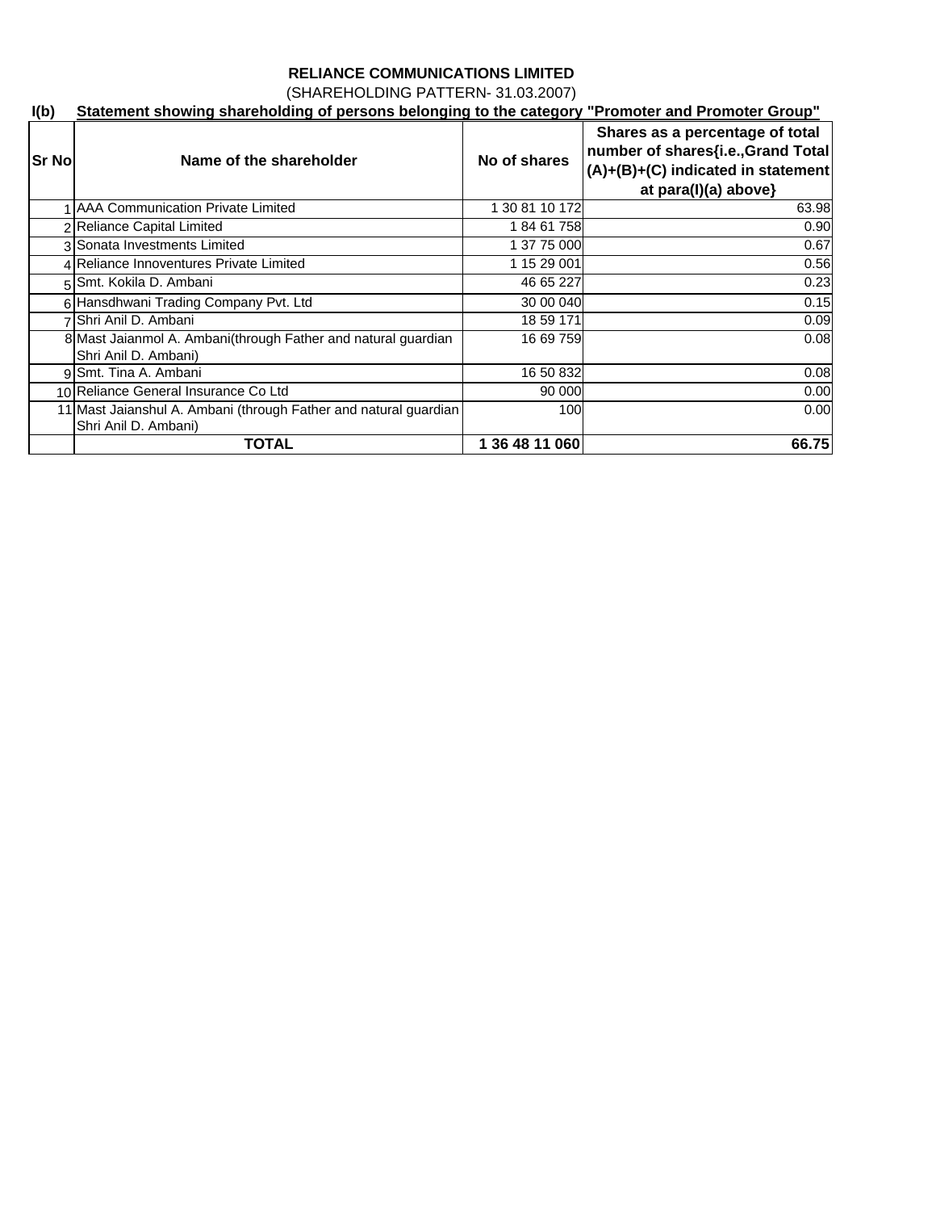**RELIANCE COMMUNICATIONS LIMITED**

(SHAREHOLDING PATTERN- 31.03.2007)

**I(b) Statement showing shareholding of persons belonging to the category "Promoter and Promoter Group"**

| Sr No | Name of the shareholder | No of shares | Shares as a percentage of total number of shares{i.e.,Grand Total (A)+(B)+(C) indicated in statement at para(I)(a) above} |
|---|---|---|---|
| 1 | AAA Communication Private Limited | 1 30 81 10 172 | 63.98 |
| 2 | Reliance Capital Limited | 1 84 61 758 | 0.90 |
| 3 | Sonata Investments Limited | 1 37 75 000 | 0.67 |
| 4 | Reliance Innoventures Private Limited | 1 15 29 001 | 0.56 |
| 5 | Smt. Kokila D. Ambani | 46 65 227 | 0.23 |
| 6 | Hansdhwani Trading Company Pvt. Ltd | 30 00 040 | 0.15 |
| 7 | Shri Anil D. Ambani | 18 59 171 | 0.09 |
| 8 | Mast Jaianmol A. Ambani(through Father and natural guardian Shri Anil D. Ambani) | 16 69 759 | 0.08 |
| 9 | Smt. Tina A. Ambani | 16 50 832 | 0.08 |
| 10 | Reliance General Insurance Co Ltd | 90 000 | 0.00 |
| 11 | Mast Jaianshul A. Ambani (through Father and natural guardian Shri Anil D. Ambani) | 100 | 0.00 |
| | **TOTAL** | **1 36 48 11 060** | **66.75** |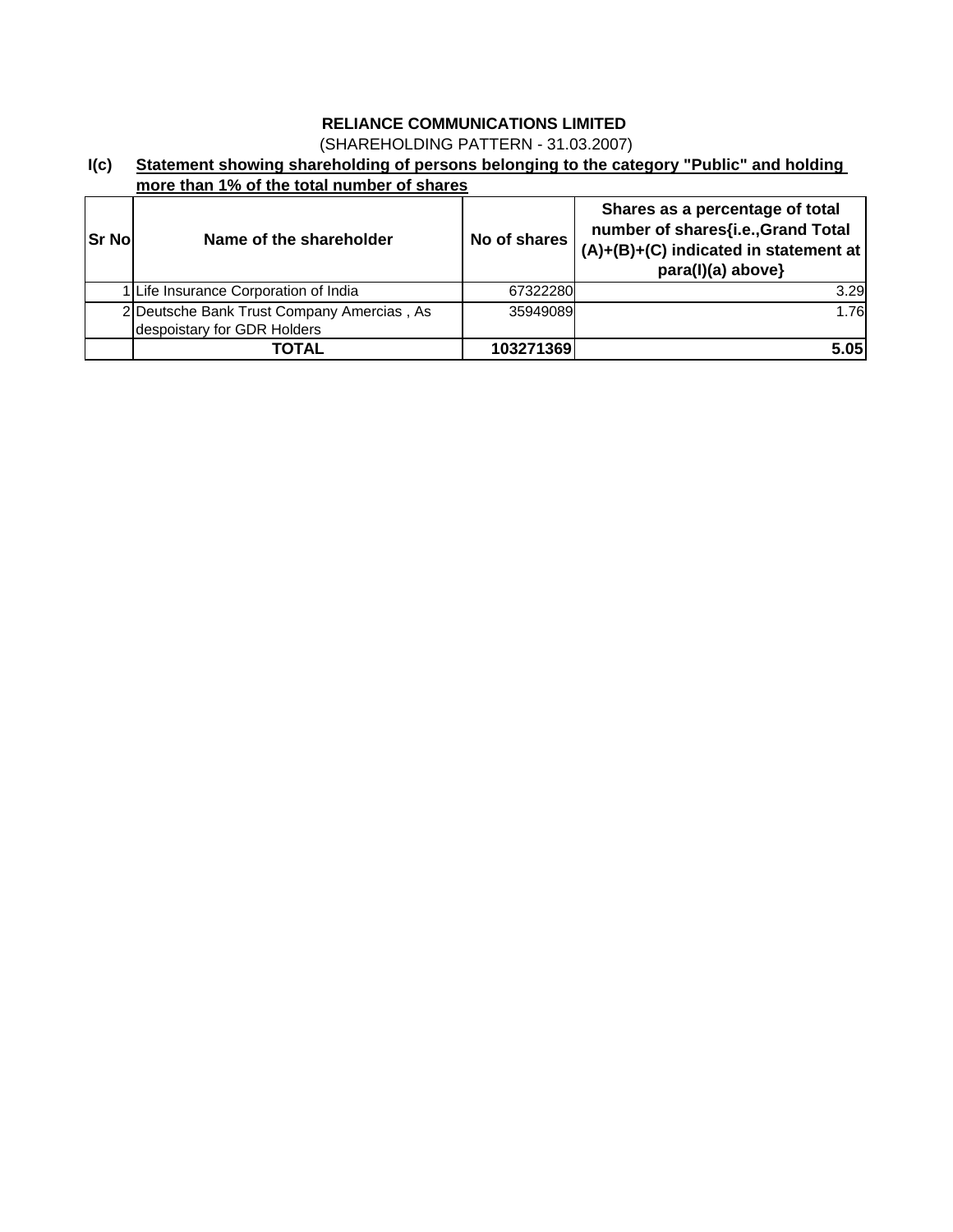**RELIANCE COMMUNICATIONS LIMITED**

(SHAREHOLDING PATTERN - 31.03.2007)

**I(c) Statement showing shareholding of persons belonging to the category "Public" and holding more than 1% of the total number of shares**

| Sr No | Name of the shareholder | No of shares | Shares as a percentage of total number of shares{i.e.,Grand Total (A)+(B)+(C) indicated in statement at para(I)(a) above} |
|---|---|---|---|
| 1 | Life Insurance Corporation of India | 67322280 | 3.29 |
| 2 | Deutsche Bank Trust Company Amercias , As despoistary for GDR Holders | 35949089 | 1.76 |
| | **TOTAL** | **103271369** | **5.05** |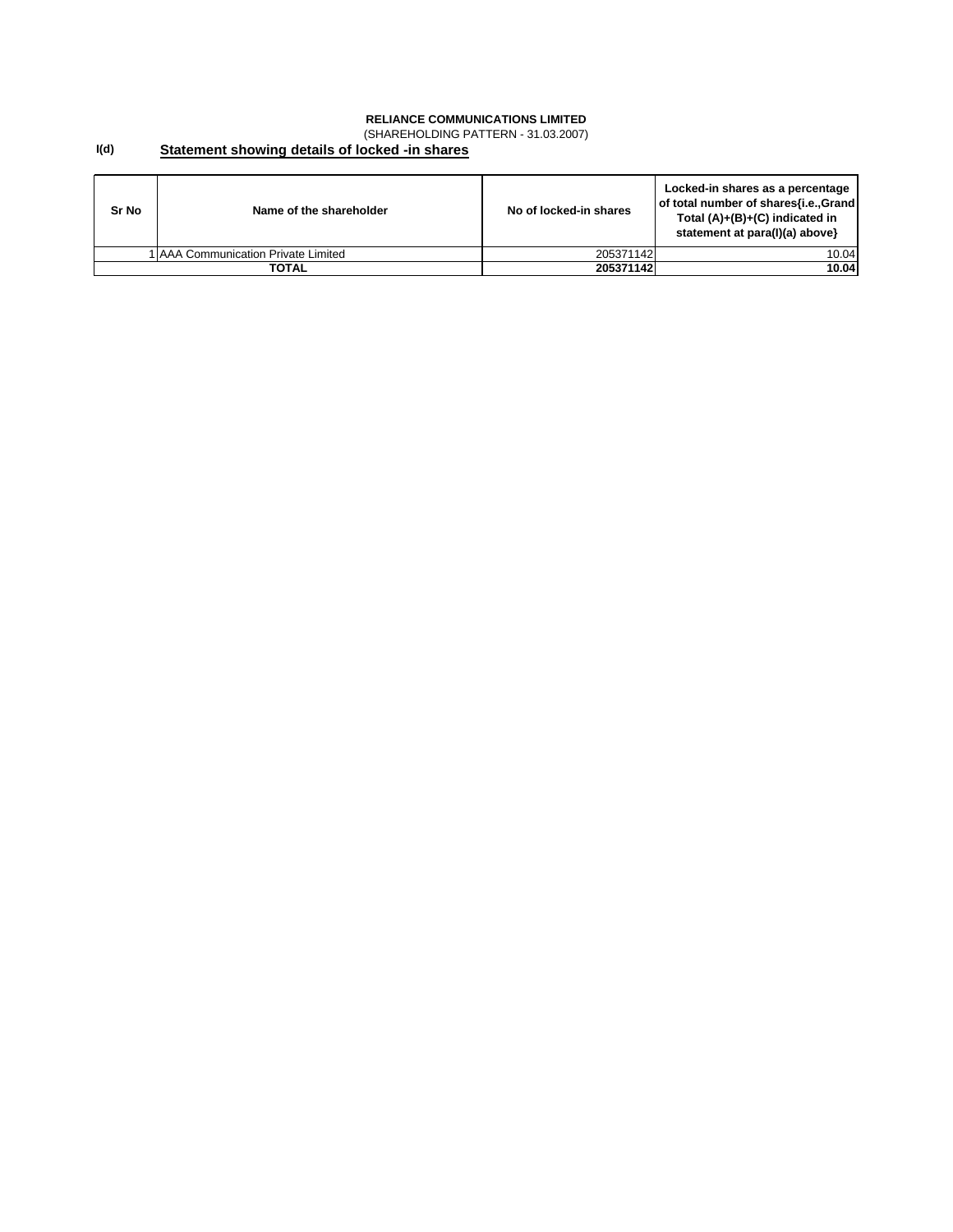**RELIANCE COMMUNICATIONS LIMITED**

(SHAREHOLDING PATTERN - 31.03.2007)

**I(d)** **Statement showing details of locked -in shares**

| Sr No | Name of the shareholder | No of locked-in shares | Locked-in shares as a percentage of total number of shares{i.e.,Grand Total (A)+(B)+(C) indicated in statement at para(I)(a) above} |
|---|---|---|---|
| 1 | AAA Communication Private Limited | 205371142 | 10.04 |
| **TOTAL** | | **205371142** | **10.04** |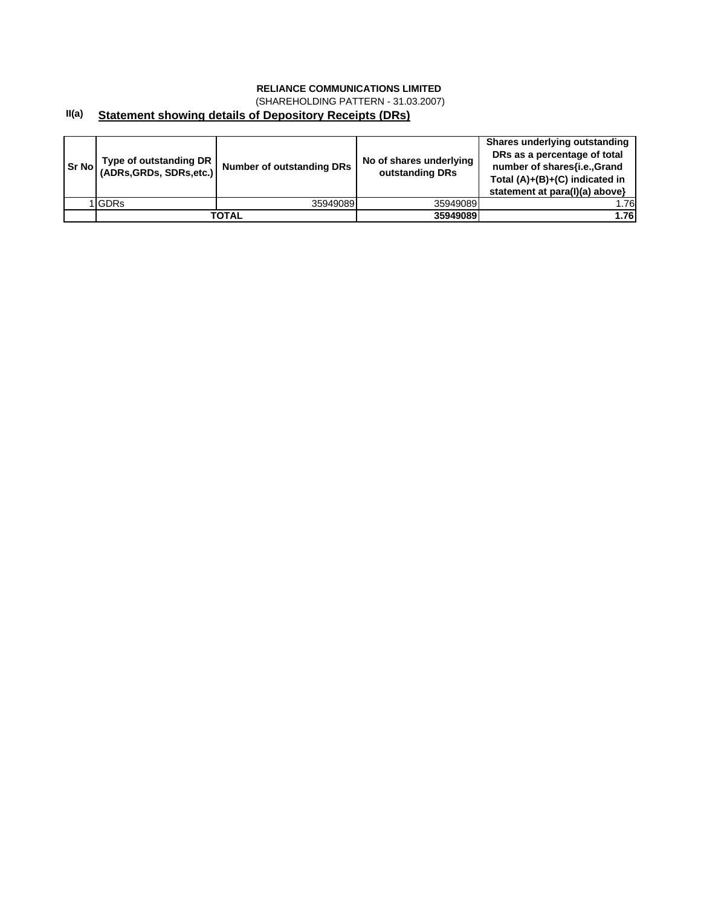**RELIANCE COMMUNICATIONS LIMITED**

(SHAREHOLDING PATTERN - 31.03.2007)

**II(a) Statement showing details of Depository Receipts (DRs)**

| Sr No | Type of outstanding DR (ADRs,GRDs, SDRs,etc.) | Number of outstanding DRs | No of shares underlying outstanding DRs | Shares underlying outstanding DRs as a percentage of total number of shares{i.e.,Grand Total (A)+(B)+(C) indicated in statement at para(I)(a) above} |
|---|---|---|---|---|
| 1 | GDRs | 35949089 | 35949089 | 1.76 |
| | **TOTAL** | | **35949089** | **1.76** |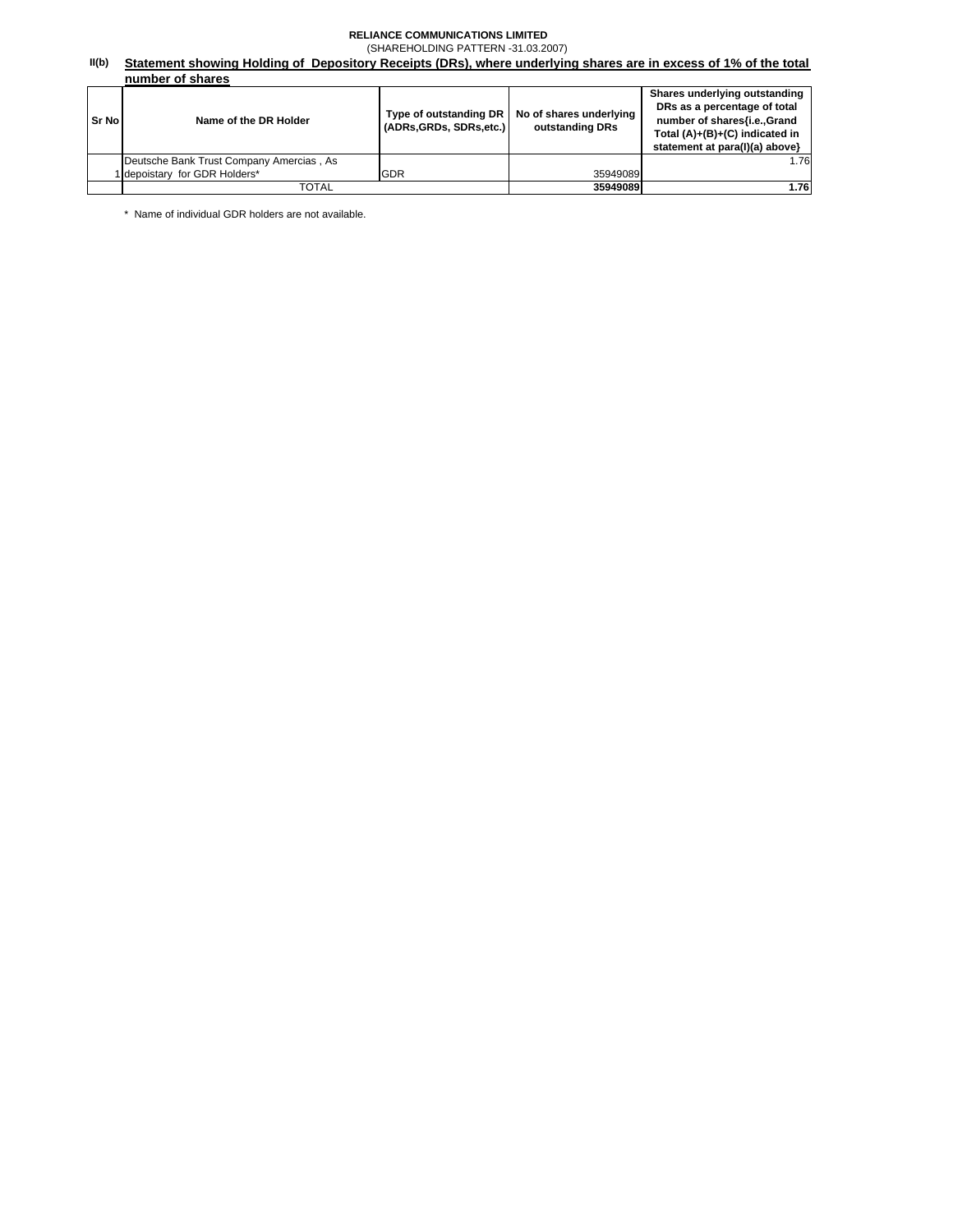**RELIANCE COMMUNICATIONS LIMITED**

(SHAREHOLDING PATTERN -31.03.2007)

**II(b) Statement showing Holding of Depository Receipts (DRs), where underlying shares are in excess of 1% of the total number of shares**

| Sr No | Name of the DR Holder | Type of outstanding DR (ADRs,GRDs, SDRs,etc.) | No of shares underlying outstanding DRs | Shares underlying outstanding DRs as a percentage of total number of shares{i.e.,Grand Total (A)+(B)+(C) indicated in statement at para(I)(a) above} |
|---|---|---|---|---|
| 1 | Deutsche Bank Trust Company Amercias , As depoistary for GDR Holders* | GDR | 35949089 | 1.76 |
| | TOTAL | | **35949089** | **1.76** |

\* Name of individual GDR holders are not available.